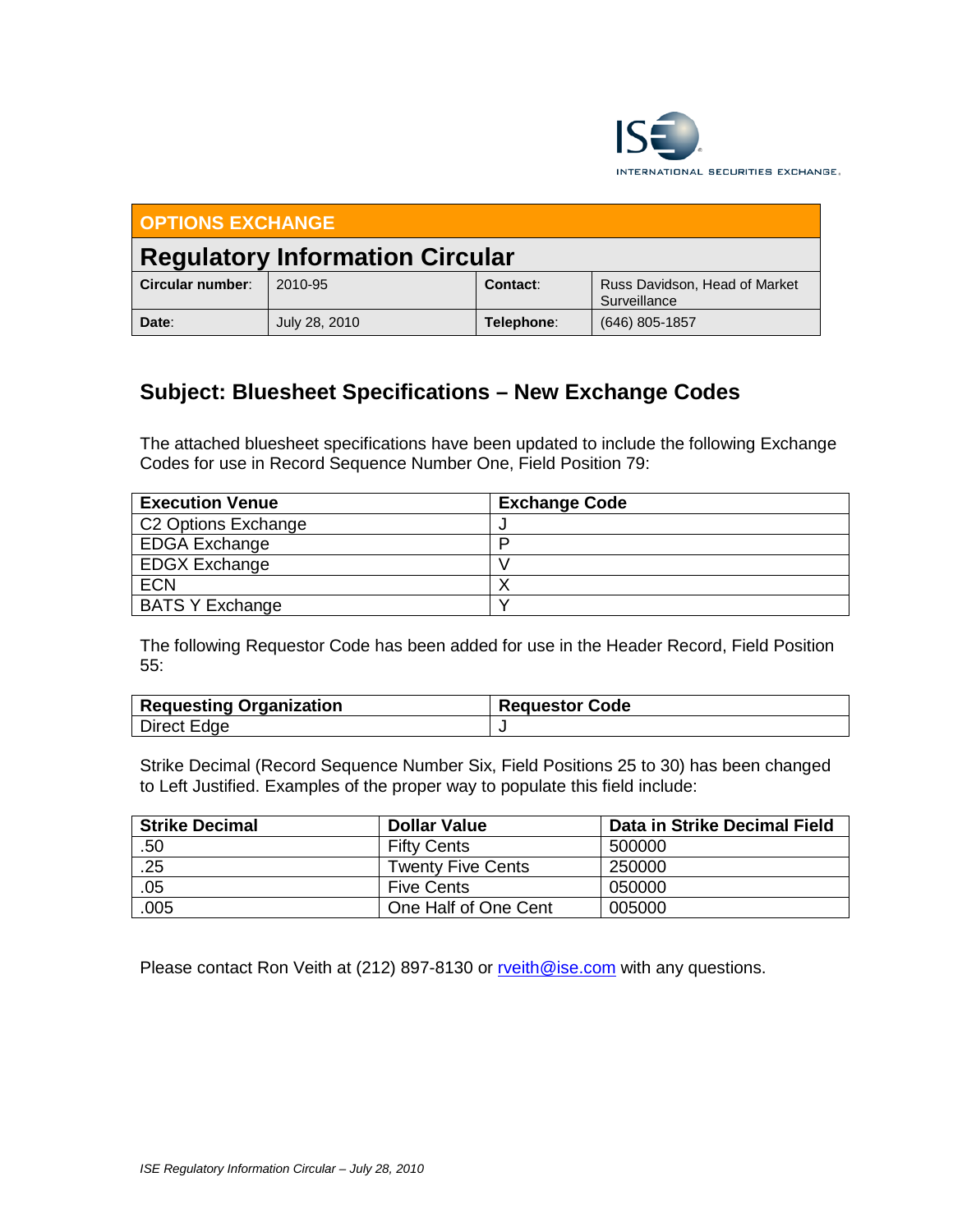ISE INTERNATIONAL SECURITIES EXCHANGE.

| OPTIONS EXCHANGE | | | |
|---|---|---|---|
| **Regulatory Information Circular** | | | |
| **Circular number**: | 2010-95 | **Contact**: | Russ Davidson, Head of Market Surveillance |
| **Date**: | July 28, 2010 | **Telephone**: | (646) 805-1857 |

## Subject: Bluesheet Specifications – New Exchange Codes

The attached bluesheet specifications have been updated to include the following Exchange Codes for use in Record Sequence Number One, Field Position 79:

| Execution Venue | Exchange Code |
|---|---|
| C2 Options Exchange | J |
| EDGA Exchange | P |
| EDGX Exchange | V |
| ECN | X |
| BATS Y Exchange | Y |

The following Requestor Code has been added for use in the Header Record, Field Position 55:

| Requesting Organization | Requestor Code |
|---|---|
| Direct Edge | J |

Strike Decimal (Record Sequence Number Six, Field Positions 25 to 30) has been changed to Left Justified. Examples of the proper way to populate this field include:

| Strike Decimal | Dollar Value | Data in Strike Decimal Field |
|---|---|---|
| .50 | Fifty Cents | 500000 |
| .25 | Twenty Five Cents | 250000 |
| .05 | Five Cents | 050000 |
| .005 | One Half of One Cent | 005000 |

Please contact Ron Veith at (212) 897-8130 or rveith@ise.com with any questions.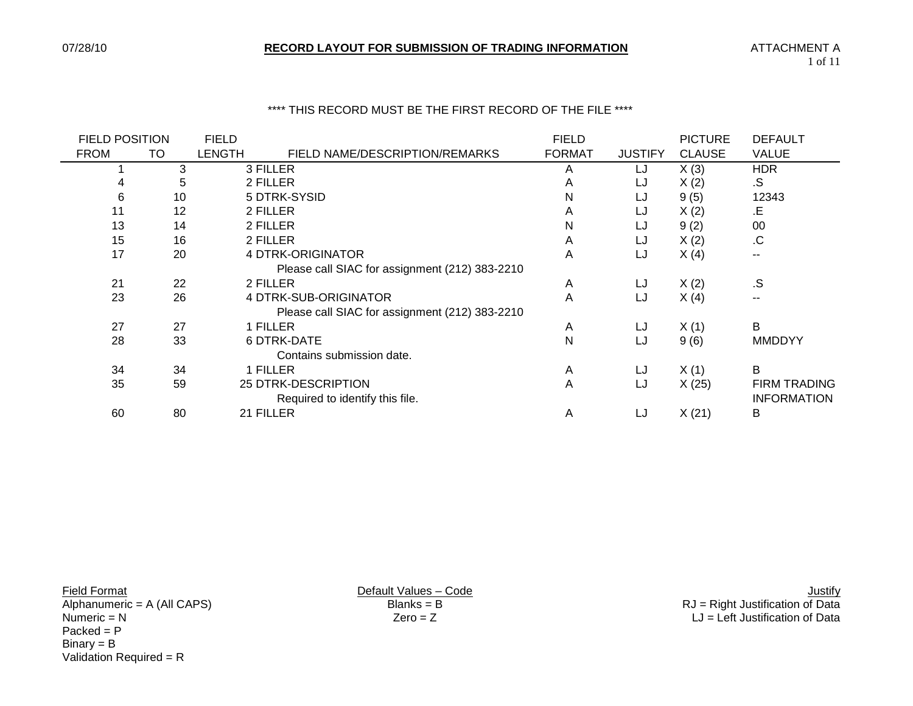# RECORD LAYOUT FOR SUBMISSION OF TRADING INFORMATION

ATTACHMENT A

07/28/10

**** THIS RECORD MUST BE THE FIRST RECORD OF THE FILE ****

| FIELD POSITION FROM | TO | FIELD LENGTH | FIELD NAME/DESCRIPTION/REMARKS | FIELD FORMAT | JUSTIFY | PICTURE CLAUSE | DEFAULT VALUE |
|---|---|---|---|---|---|---|---|
| 1 | 3 | 3 | FILLER | A | LJ | X (3) | HDR |
| 4 | 5 | 2 | FILLER | A | LJ | X (2) | .S |
| 6 | 10 | 5 | DTRK-SYSID | N | LJ | 9 (5) | 12343 |
| 11 | 12 | 2 | FILLER | A | LJ | X (2) | .E |
| 13 | 14 | 2 | FILLER | N | LJ | 9 (2) | 00 |
| 15 | 16 | 2 | FILLER | A | LJ | X (2) | .C |
| 17 | 20 | 4 | DTRK-ORIGINATOR<br>Please call SIAC for assignment (212) 383-2210 | A | LJ | X (4) | -- |
| 21 | 22 | 2 | FILLER | A | LJ | X (2) | .S |
| 23 | 26 | 4 | DTRK-SUB-ORIGINATOR<br>Please call SIAC for assignment (212) 383-2210 | A | LJ | X (4) | -- |
| 27 | 27 | 1 | FILLER | A | LJ | X (1) | B |
| 28 | 33 | 6 | DTRK-DATE<br>Contains submission date. | N | LJ | 9 (6) | MMDDYY |
| 34 | 34 | 1 | FILLER | A | LJ | X (1) | B |
| 35 | 59 | 25 | DTRK-DESCRIPTION<br>Required to identify this file. | A | LJ | X (25) | FIRM TRADING INFORMATION |
| 60 | 80 | 21 | FILLER | A | LJ | X (21) | B |

**Field Format**
Alphanumeric = A (All CAPS)
Numeric = N
Packed = P
Binary = B
Validation Required = R

**Default Values – Code**
Blanks = B
Zero = Z

**Justify**
RJ = Right Justification of Data
LJ = Left Justification of Data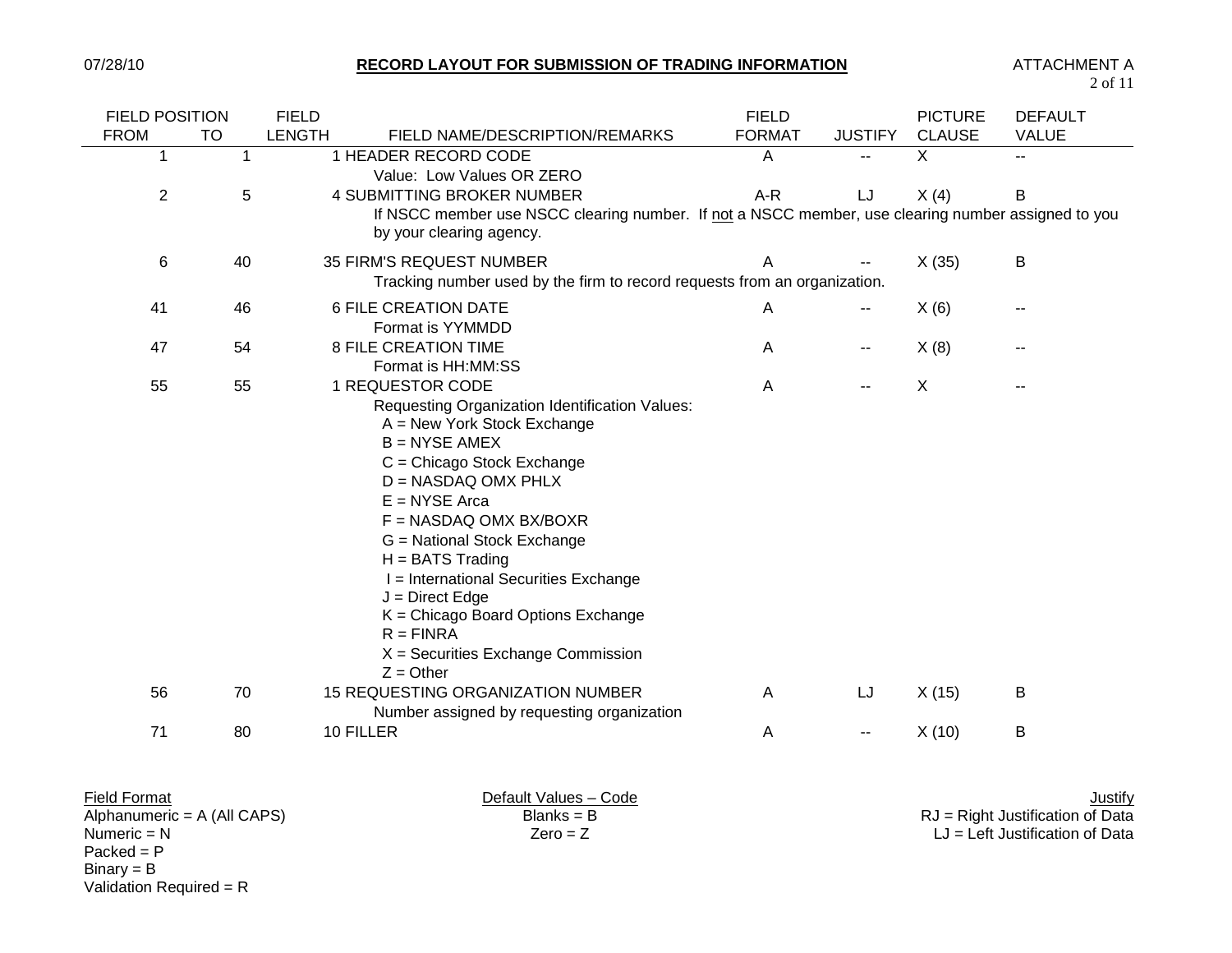## RECORD LAYOUT FOR SUBMISSION OF TRADING INFORMATION

ATTACHMENT A

| FIELD POSITION FROM | TO | FIELD LENGTH | FIELD NAME/DESCRIPTION/REMARKS | FIELD FORMAT | JUSTIFY | PICTURE CLAUSE | DEFAULT VALUE |
|---|---|---|---|---|---|---|---|
| 1 | 1 | 1 | HEADER RECORD CODE<br>Value: Low Values OR ZERO | A | -- | X | -- |
| 2 | 5 | 4 | SUBMITTING BROKER NUMBER<br>If NSCC member use NSCC clearing number. If not a NSCC member, use clearing number assigned to you by your clearing agency. | A-R | LJ | X (4) | B |
| 6 | 40 | 35 | FIRM'S REQUEST NUMBER<br>Tracking number used by the firm to record requests from an organization. | A | -- | X (35) | B |
| 41 | 46 | 6 | FILE CREATION DATE<br>Format is YYMMDD | A | -- | X (6) | -- |
| 47 | 54 | 8 | FILE CREATION TIME<br>Format is HH:MM:SS | A | -- | X (8) | -- |
| 55 | 55 | 1 | REQUESTOR CODE<br>Requesting Organization Identification Values:<br>A = New York Stock Exchange<br>B = NYSE AMEX<br>C = Chicago Stock Exchange<br>D = NASDAQ OMX PHLX<br>E = NYSE Arca<br>F = NASDAQ OMX BX/BOXR<br>G = National Stock Exchange<br>H = BATS Trading<br>I = International Securities Exchange<br>J = Direct Edge<br>K = Chicago Board Options Exchange<br>R = FINRA<br>X = Securities Exchange Commission<br>Z = Other | A | -- | X | -- |
| 56 | 70 | 15 | REQUESTING ORGANIZATION NUMBER<br>Number assigned by requesting organization | A | LJ | X (15) | B |
| 71 | 80 | 10 | FILLER | A | -- | X (10) | B |

**Field Format**
Alphanumeric = A (All CAPS)
Numeric = N
Packed = P
Binary = B
Validation Required = R

**Default Values – Code**
Blanks = B
Zero = Z

**Justify**
RJ = Right Justification of Data
LJ = Left Justification of Data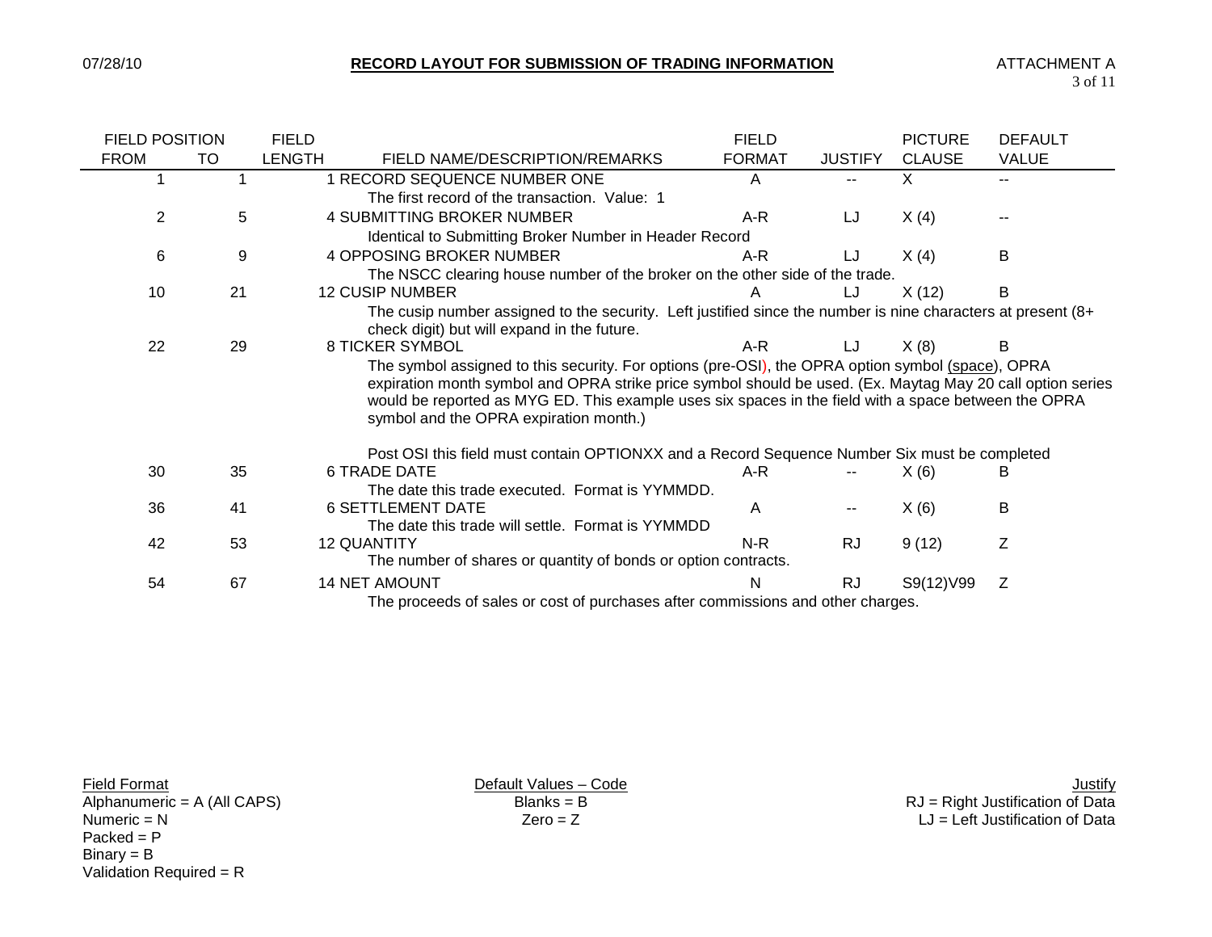# RECORD LAYOUT FOR SUBMISSION OF TRADING INFORMATION

| FIELD POSITION FROM | TO | FIELD LENGTH | FIELD NAME/DESCRIPTION/REMARKS | FIELD FORMAT | JUSTIFY | PICTURE CLAUSE | DEFAULT VALUE |
|---|---|---|---|---|---|---|---|
| 1 | 1 | 1 | RECORD SEQUENCE NUMBER ONE<br>The first record of the transaction. Value: 1 | A | -- | X | -- |
| 2 | 5 | 4 | SUBMITTING BROKER NUMBER<br>Identical to Submitting Broker Number in Header Record | A-R | LJ | X (4) | -- |
| 6 | 9 | 4 | OPPOSING BROKER NUMBER<br>The NSCC clearing house number of the broker on the other side of the trade. | A-R | LJ | X (4) | B |
| 10 | 21 | 12 | CUSIP NUMBER<br>The cusip number assigned to the security. Left justified since the number is nine characters at present (8+ check digit) but will expand in the future. | A | LJ | X (12) | B |
| 22 | 29 | 8 | TICKER SYMBOL<br>The symbol assigned to this security. For options (pre-OSI), the OPRA option symbol (space), OPRA expiration month symbol and OPRA strike price symbol should be used. (Ex. Maytag May 20 call option series would be reported as MYG ED. This example uses six spaces in the field with a space between the OPRA symbol and the OPRA expiration month.)<br><br>Post OSI this field must contain OPTIONXX and a Record Sequence Number Six must be completed | A-R | LJ | X (8) | B |
| 30 | 35 | 6 | TRADE DATE<br>The date this trade executed. Format is YYMMDD. | A-R | -- | X (6) | B |
| 36 | 41 | 6 | SETTLEMENT DATE<br>The date this trade will settle. Format is YYMMDD | A | -- | X (6) | B |
| 42 | 53 | 12 | QUANTITY<br>The number of shares or quantity of bonds or option contracts. | N-R | RJ | 9 (12) | Z |
| 54 | 67 | 14 | NET AMOUNT<br>The proceeds of sales or cost of purchases after commissions and other charges. | N | RJ | S9(12)V99 | Z |

**Field Format**
Alphanumeric = A (All CAPS)
Numeric = N
Packed = P
Binary = B
Validation Required = R

**Default Values – Code**
Blanks = B
Zero = Z

**Justify**
RJ = Right Justification of Data
LJ = Left Justification of Data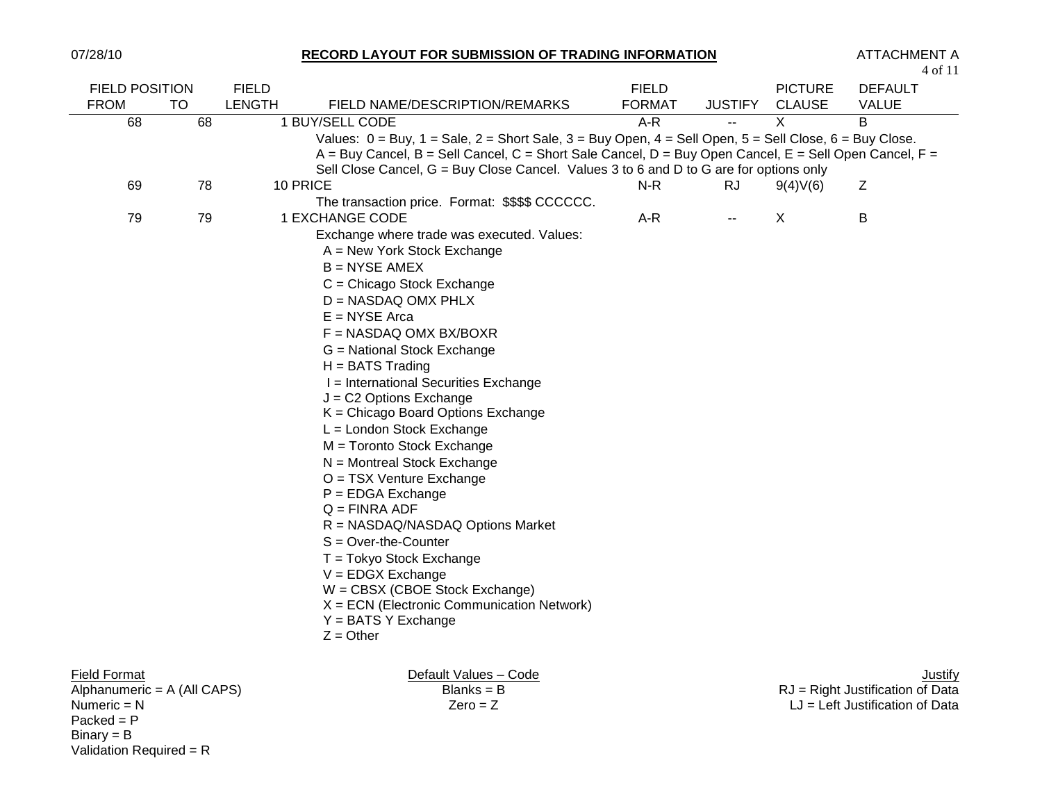**RECORD LAYOUT FOR SUBMISSION OF TRADING INFORMATION**

ATTACHMENT A

| FIELD POSITION FROM | TO | FIELD LENGTH | FIELD NAME/DESCRIPTION/REMARKS | FIELD FORMAT | JUSTIFY | PICTURE CLAUSE | DEFAULT VALUE |
|---|---|---|---|---|---|---|---|
| 68 | 68 | 1 | BUY/SELL CODE<br>Values: 0 = Buy, 1 = Sale, 2 = Short Sale, 3 = Buy Open, 4 = Sell Open, 5 = Sell Close, 6 = Buy Close. A = Buy Cancel, B = Sell Cancel, C = Short Sale Cancel, D = Buy Open Cancel, E = Sell Open Cancel, F = Sell Close Cancel, G = Buy Close Cancel. Values 3 to 6 and D to G are for options only | A-R | -- | X | B |
| 69 | 78 | 10 | PRICE<br>The transaction price. Format: $$$$ CCCCCC. | N-R | RJ | 9(4)V(6) | Z |
| 79 | 79 | 1 | EXCHANGE CODE<br>Exchange where trade was executed. Values:<br>A = New York Stock Exchange<br>B = NYSE AMEX<br>C = Chicago Stock Exchange<br>D = NASDAQ OMX PHLX<br>E = NYSE Arca<br>F = NASDAQ OMX BX/BOXR<br>G = National Stock Exchange<br>H = BATS Trading<br>I = International Securities Exchange<br>J = C2 Options Exchange<br>K = Chicago Board Options Exchange<br>L = London Stock Exchange<br>M = Toronto Stock Exchange<br>N = Montreal Stock Exchange<br>O = TSX Venture Exchange<br>P = EDGA Exchange<br>Q = FINRA ADF<br>R = NASDAQ/NASDAQ Options Market<br>S = Over-the-Counter<br>T = Tokyo Stock Exchange<br>V = EDGX Exchange<br>W = CBSX (CBOE Stock Exchange)<br>X = ECN (Electronic Communication Network)<br>Y = BATS Y Exchange<br>Z = Other | A-R | -- | X | B |

<u>Field Format</u>
Alphanumeric = A (All CAPS)
Numeric = N
Packed = P
Binary = B
Validation Required = R

<u>Default Values – Code</u>
Blanks = B
Zero = Z

<u>Justify</u>
RJ = Right Justification of Data
LJ = Left Justification of Data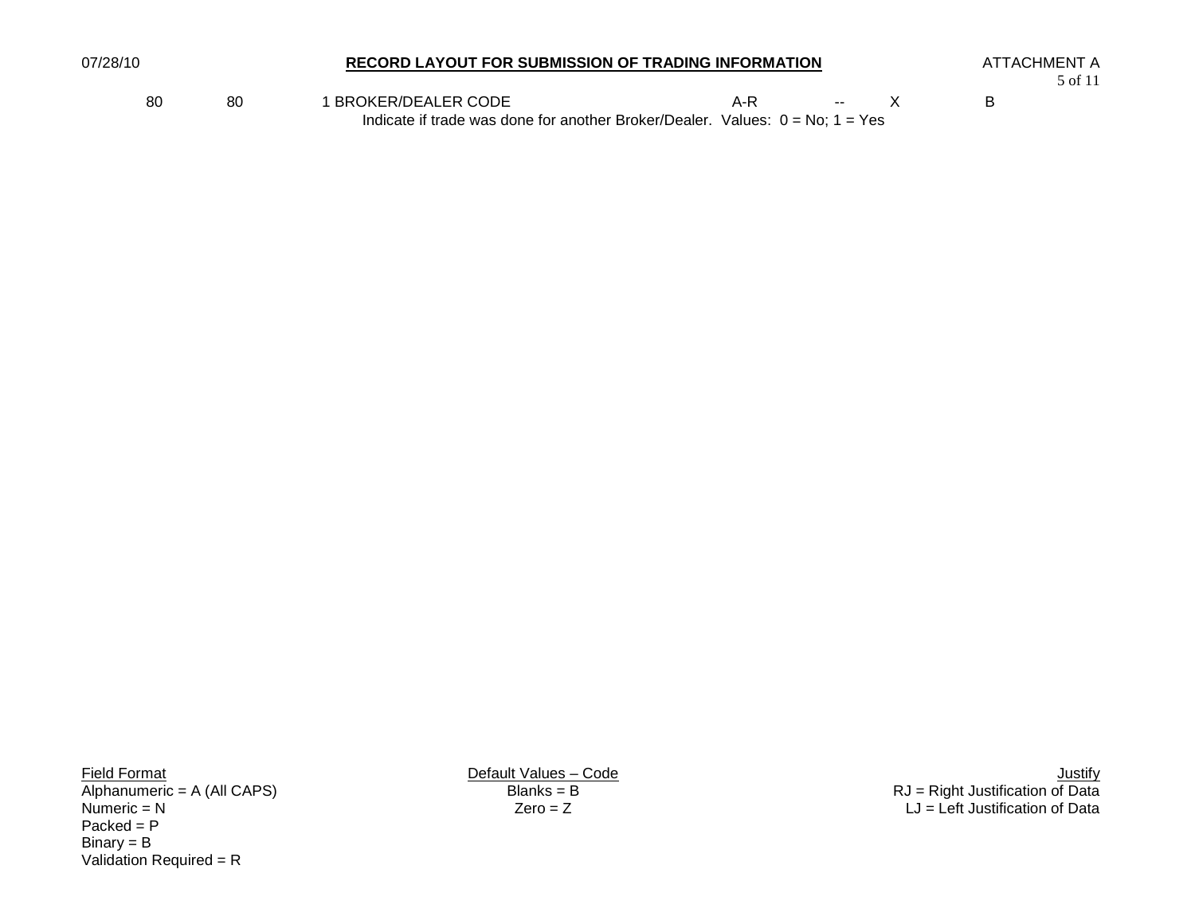| 80 | 80 | 1 BROKER/DEALER CODE | A-R | -- | X | B |
|---|---|---|---|---|---|---|
| | | Indicate if trade was done for another Broker/Dealer. Values: 0 = No; 1 = Yes | | | | |

<u>Field Format</u>
Alphanumeric = A (All CAPS)
Numeric = N
Packed = P
Binary = B
Validation Required = R

<u>Default Values – Code</u>
Blanks = B
Zero = Z

<u>Justify</u>
RJ = Right Justification of Data
LJ = Left Justification of Data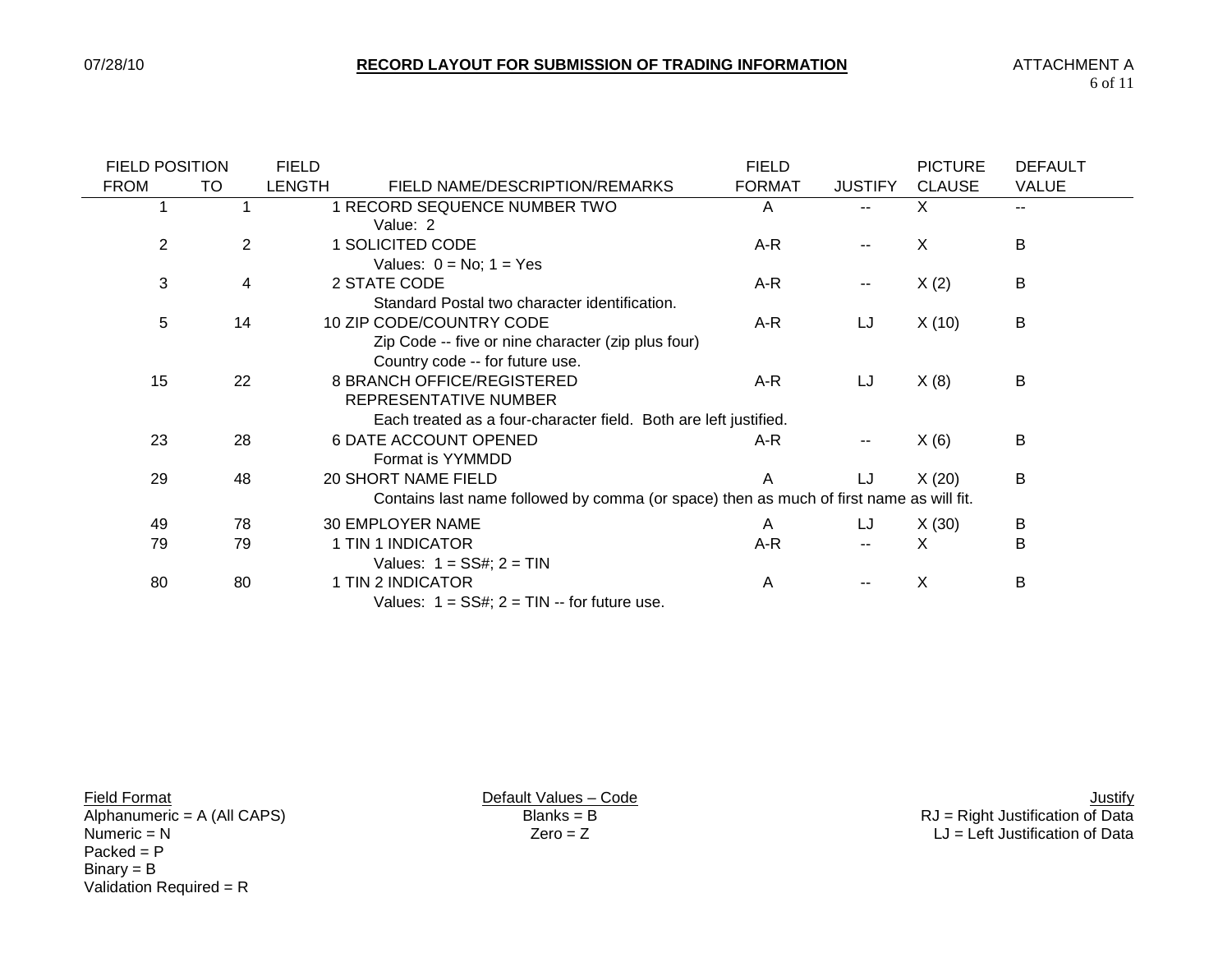**RECORD LAYOUT FOR SUBMISSION OF TRADING INFORMATION**

ATTACHMENT A

| FIELD POSITION FROM | TO | FIELD LENGTH | FIELD NAME/DESCRIPTION/REMARKS | FIELD FORMAT | JUSTIFY | PICTURE CLAUSE | DEFAULT VALUE |
|---|---|---|---|---|---|---|---|
| 1 | 1 | 1 | RECORD SEQUENCE NUMBER TWO<br>Value: 2 | A | -- | X | -- |
| 2 | 2 | 1 | SOLICITED CODE<br>Values: 0 = No; 1 = Yes | A-R | -- | X | B |
| 3 | 4 | 2 | STATE CODE<br>Standard Postal two character identification. | A-R | -- | X (2) | B |
| 5 | 14 | 10 | ZIP CODE/COUNTRY CODE<br>Zip Code -- five or nine character (zip plus four)<br>Country code -- for future use. | A-R | LJ | X (10) | B |
| 15 | 22 | 8 | BRANCH OFFICE/REGISTERED REPRESENTATIVE NUMBER<br>Each treated as a four-character field. Both are left justified. | A-R | LJ | X (8) | B |
| 23 | 28 | 6 | DATE ACCOUNT OPENED<br>Format is YYMMDD | A-R | -- | X (6) | B |
| 29 | 48 | 20 | SHORT NAME FIELD<br>Contains last name followed by comma (or space) then as much of first name as will fit. | A | LJ | X (20) | B |
| 49 | 78 | 30 | EMPLOYER NAME | A | LJ | X (30) | B |
| 79 | 79 | 1 | TIN 1 INDICATOR<br>Values: 1 = SS#; 2 = TIN | A-R | -- | X | B |
| 80 | 80 | 1 | TIN 2 INDICATOR<br>Values: 1 = SS#; 2 = TIN -- for future use. | A | -- | X | B |

Field Format
Alphanumeric = A (All CAPS)
Numeric = N
Packed = P
Binary = B
Validation Required = R

Default Values – Code
Blanks = B
Zero = Z

Justify
RJ = Right Justification of Data
LJ = Left Justification of Data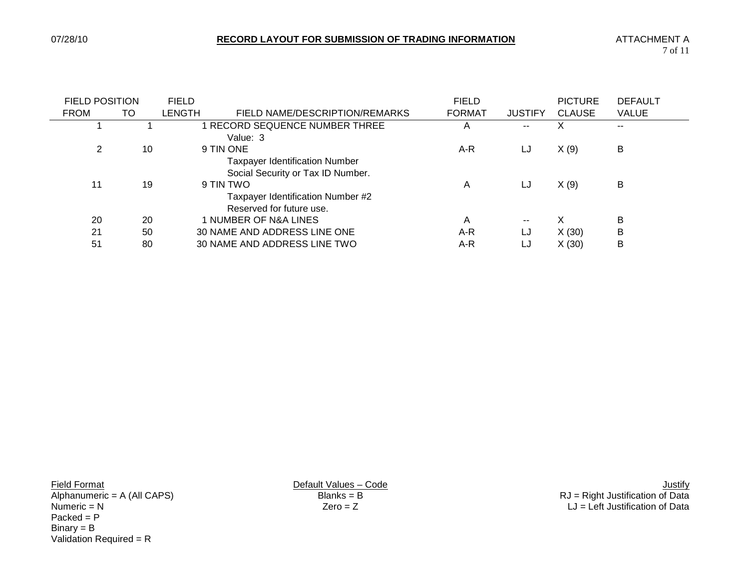| FIELD POSITION FROM | TO | FIELD LENGTH | FIELD NAME/DESCRIPTION/REMARKS | FIELD FORMAT | JUSTIFY | PICTURE CLAUSE | DEFAULT VALUE |
|---|---|---|---|---|---|---|---|
| 1 | 1 | 1 | RECORD SEQUENCE NUMBER THREE<br>Value: 3 | A | -- | X | -- |
| 2 | 10 | 9 | TIN ONE<br>Taxpayer Identification Number<br>Social Security or Tax ID Number. | A-R | LJ | X (9) | B |
| 11 | 19 | 9 | TIN TWO<br>Taxpayer Identification Number #2<br>Reserved for future use. | A | LJ | X (9) | B |
| 20 | 20 | 1 | NUMBER OF N&A LINES | A | -- | X | B |
| 21 | 50 | 30 | NAME AND ADDRESS LINE ONE | A-R | LJ | X (30) | B |
| 51 | 80 | 30 | NAME AND ADDRESS LINE TWO | A-R | LJ | X (30) | B |

Field Format
Alphanumeric = A (All CAPS)
Numeric = N
Packed = P
Binary = B
Validation Required = R

Default Values – Code
Blanks = B
Zero = Z

Justify
RJ = Right Justification of Data
LJ = Left Justification of Data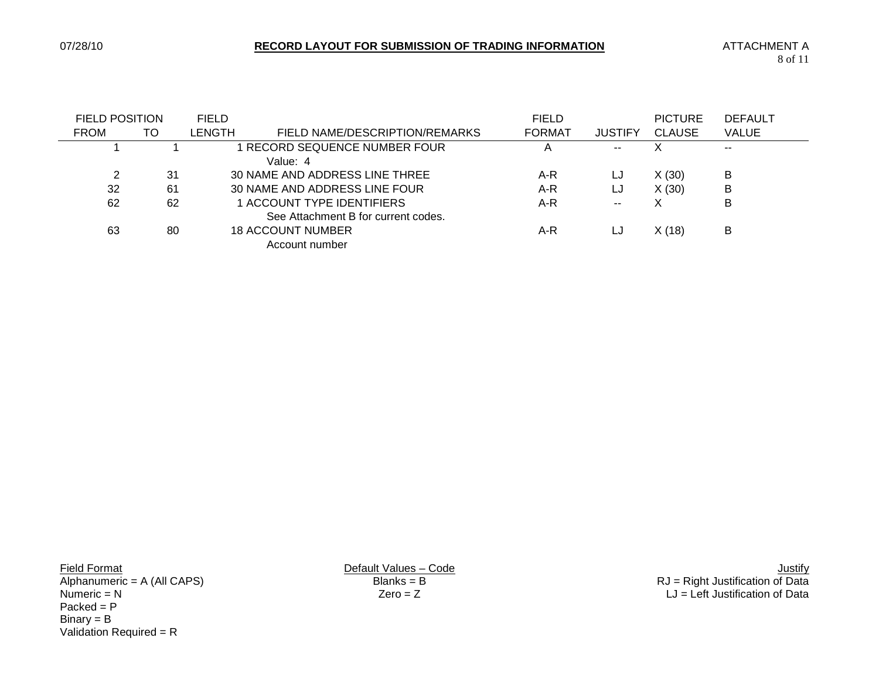| FIELD POSITION FROM | TO | FIELD LENGTH | FIELD NAME/DESCRIPTION/REMARKS | FIELD FORMAT | JUSTIFY | PICTURE CLAUSE | DEFAULT VALUE |
|---|---|---|---|---|---|---|---|
| 1 | 1 | 1 | RECORD SEQUENCE NUMBER FOUR<br>Value: 4 | A | -- | X | -- |
| 2 | 31 | 30 | NAME AND ADDRESS LINE THREE | A-R | LJ | X (30) | B |
| 32 | 61 | 30 | NAME AND ADDRESS LINE FOUR | A-R | LJ | X (30) | B |
| 62 | 62 | 1 | ACCOUNT TYPE IDENTIFIERS<br>See Attachment B for current codes. | A-R | -- | X | B |
| 63 | 80 | 18 | ACCOUNT NUMBER<br>Account number | A-R | LJ | X (18) | B |

Field Format
Alphanumeric = A (All CAPS)
Numeric = N
Packed = P
Binary = B
Validation Required = R

Default Values – Code
Blanks = B
Zero = Z

Justify
RJ = Right Justification of Data
LJ = Left Justification of Data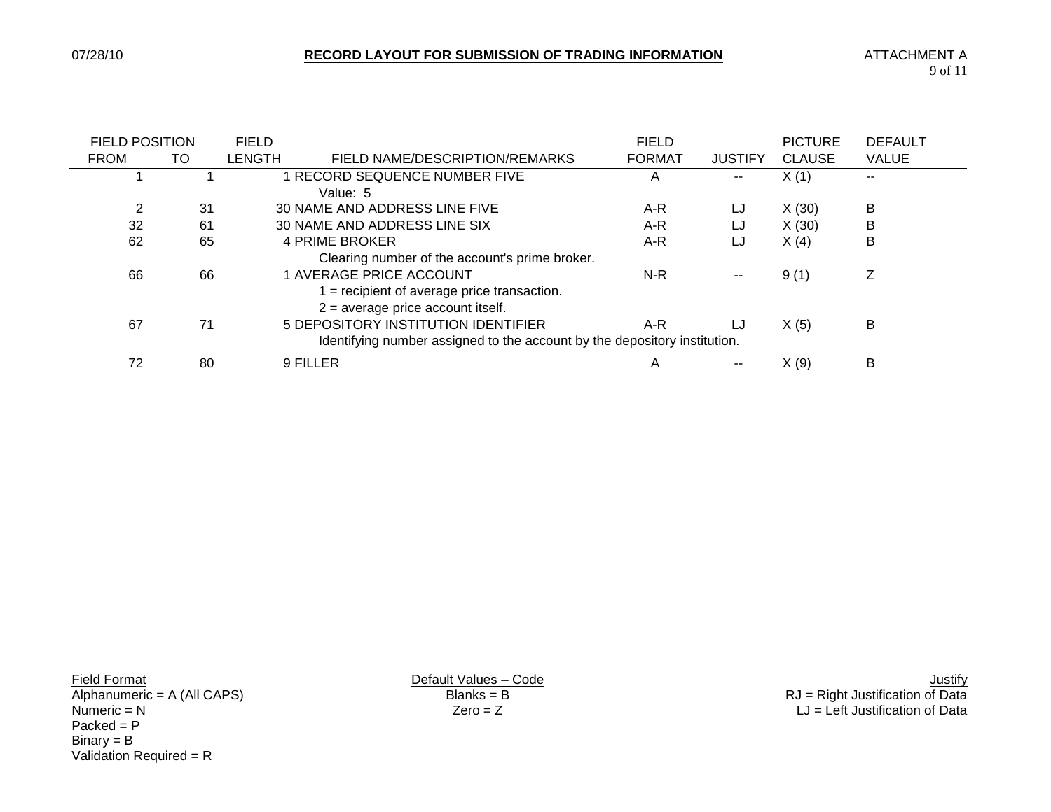**RECORD LAYOUT FOR SUBMISSION OF TRADING INFORMATION**

ATTACHMENT A

| FIELD POSITION FROM | TO | FIELD LENGTH | FIELD NAME/DESCRIPTION/REMARKS | FIELD FORMAT | JUSTIFY | PICTURE CLAUSE | DEFAULT VALUE |
|---|---|---|---|---|---|---|---|
| 1 | 1 | 1 | RECORD SEQUENCE NUMBER FIVE<br>Value: 5 | A | -- | X (1) | -- |
| 2 | 31 | 30 | NAME AND ADDRESS LINE FIVE | A-R | LJ | X (30) | B |
| 32 | 61 | 30 | NAME AND ADDRESS LINE SIX | A-R | LJ | X (30) | B |
| 62 | 65 | 4 | PRIME BROKER<br>Clearing number of the account's prime broker. | A-R | LJ | X (4) | B |
| 66 | 66 | 1 | AVERAGE PRICE ACCOUNT<br>1 = recipient of average price transaction.<br>2 = average price account itself. | N-R | -- | 9 (1) | Z |
| 67 | 71 | 5 | DEPOSITORY INSTITUTION IDENTIFIER<br>Identifying number assigned to the account by the depository institution. | A-R | LJ | X (5) | B |
| 72 | 80 | 9 | FILLER | A | -- | X (9) | B |

<u>Field Format</u>
Alphanumeric = A (All CAPS)
Numeric = N
Packed = P
Binary = B
Validation Required = R

<u>Default Values – Code</u>
Blanks = B
Zero = Z

<u>Justify</u>
RJ = Right Justification of Data
LJ = Left Justification of Data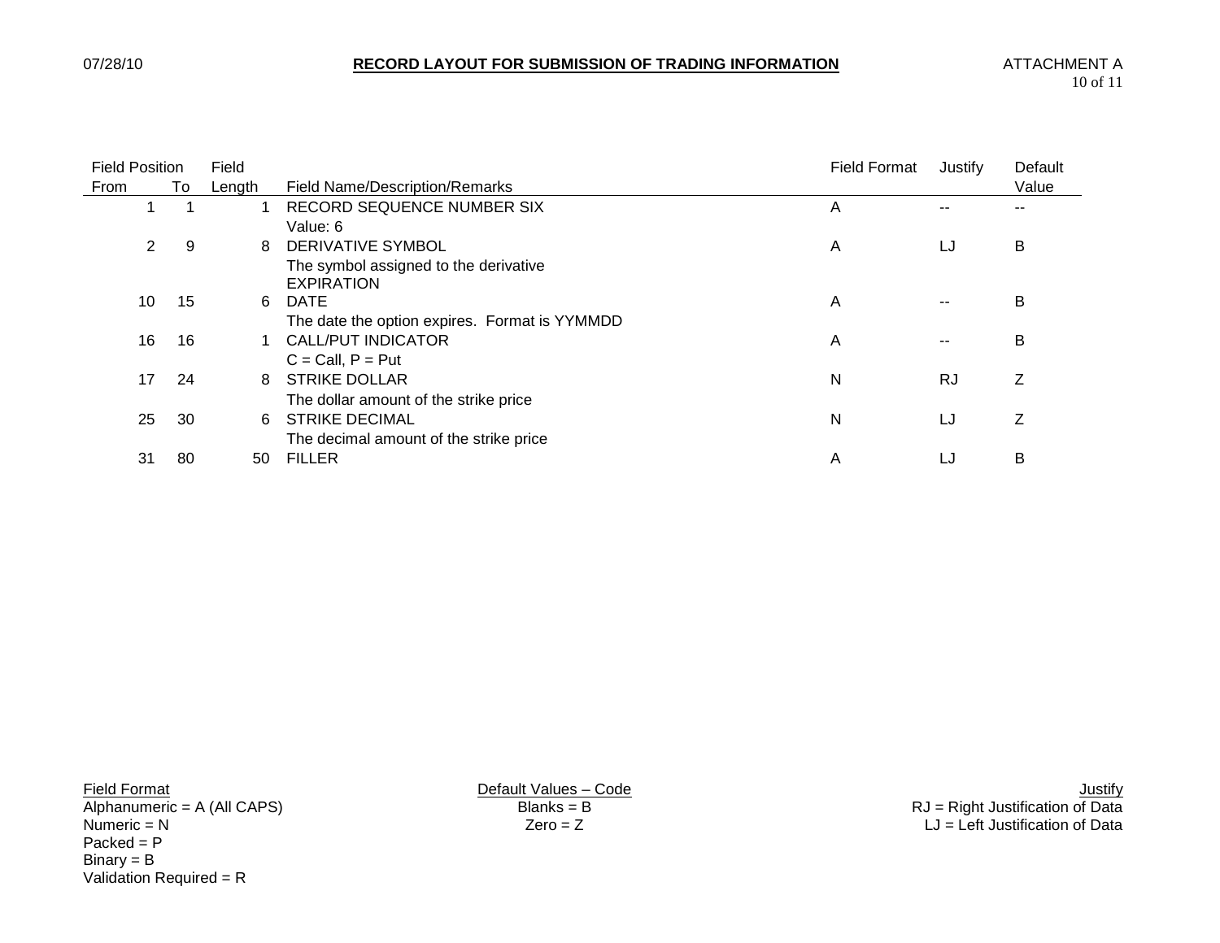## RECORD LAYOUT FOR SUBMISSION OF TRADING INFORMATION

ATTACHMENT A

| Field Position From | Field Position To | Field Length | Field Name/Description/Remarks | Field Format | Justify | Default Value |
|---|---|---|---|---|---|---|
| 1 | 1 | 1 | RECORD SEQUENCE NUMBER SIX<br>Value: 6 | A | -- | -- |
| 2 | 9 | 8 | DERIVATIVE SYMBOL<br>The symbol assigned to the derivative | A | LJ | B |
| 10 | 15 | 6 | EXPIRATION DATE<br>The date the option expires. Format is YYMMDD | A | -- | B |
| 16 | 16 | 1 | CALL/PUT INDICATOR<br>C = Call, P = Put | A | -- | B |
| 17 | 24 | 8 | STRIKE DOLLAR<br>The dollar amount of the strike price | N | RJ | Z |
| 25 | 30 | 6 | STRIKE DECIMAL<br>The decimal amount of the strike price | N | LJ | Z |
| 31 | 80 | 50 | FILLER | A | LJ | B |

Field Format
Alphanumeric = A (All CAPS)
Numeric = N
Packed = P
Binary = B
Validation Required = R

Default Values – Code
Blanks = B
Zero = Z

Justify
RJ = Right Justification of Data
LJ = Left Justification of Data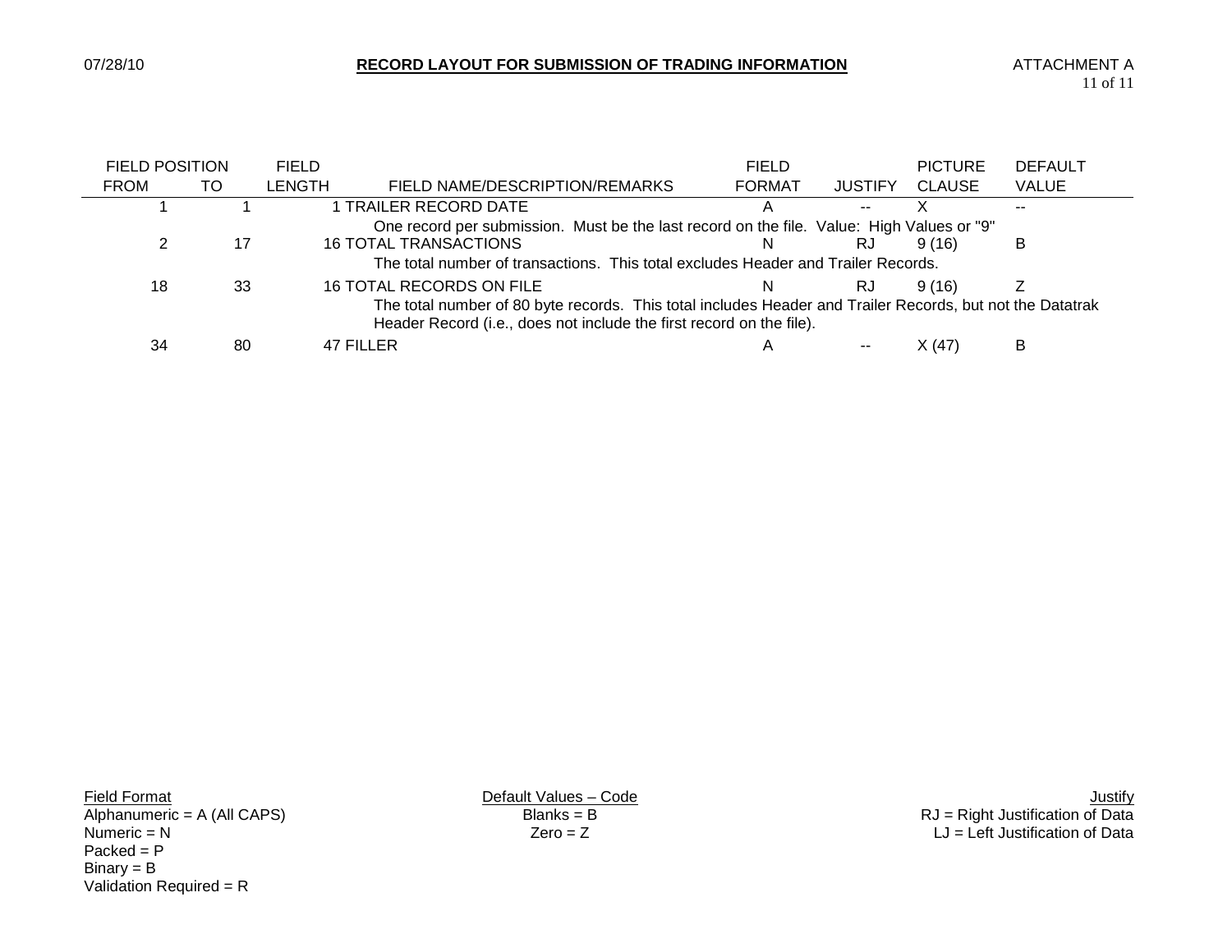# RECORD LAYOUT FOR SUBMISSION OF TRADING INFORMATION

ATTACHMENT A

| FIELD POSITION FROM | TO | FIELD LENGTH | FIELD NAME/DESCRIPTION/REMARKS | FIELD FORMAT | JUSTIFY | PICTURE CLAUSE | DEFAULT VALUE |
|---|---|---|---|---|---|---|---|
| 1 | 1 | 1 | TRAILER RECORD DATE<br>One record per submission. Must be the last record on the file. Value: High Values or "9" | A | -- | X | -- |
| 2 | 17 | 16 | TOTAL TRANSACTIONS<br>The total number of transactions. This total excludes Header and Trailer Records. | N | RJ | 9 (16) | B |
| 18 | 33 | 16 | TOTAL RECORDS ON FILE<br>The total number of 80 byte records. This total includes Header and Trailer Records, but not the Datatrak Header Record (i.e., does not include the first record on the file). | N | RJ | 9 (16) | Z |
| 34 | 80 | 47 | FILLER | A | -- | X (47) | B |

**Field Format**
Alphanumeric = A (All CAPS)
Numeric = N
Packed = P
Binary = B
Validation Required = R

**Default Values – Code**
Blanks = B
Zero = Z

**Justify**
RJ = Right Justification of Data
LJ = Left Justification of Data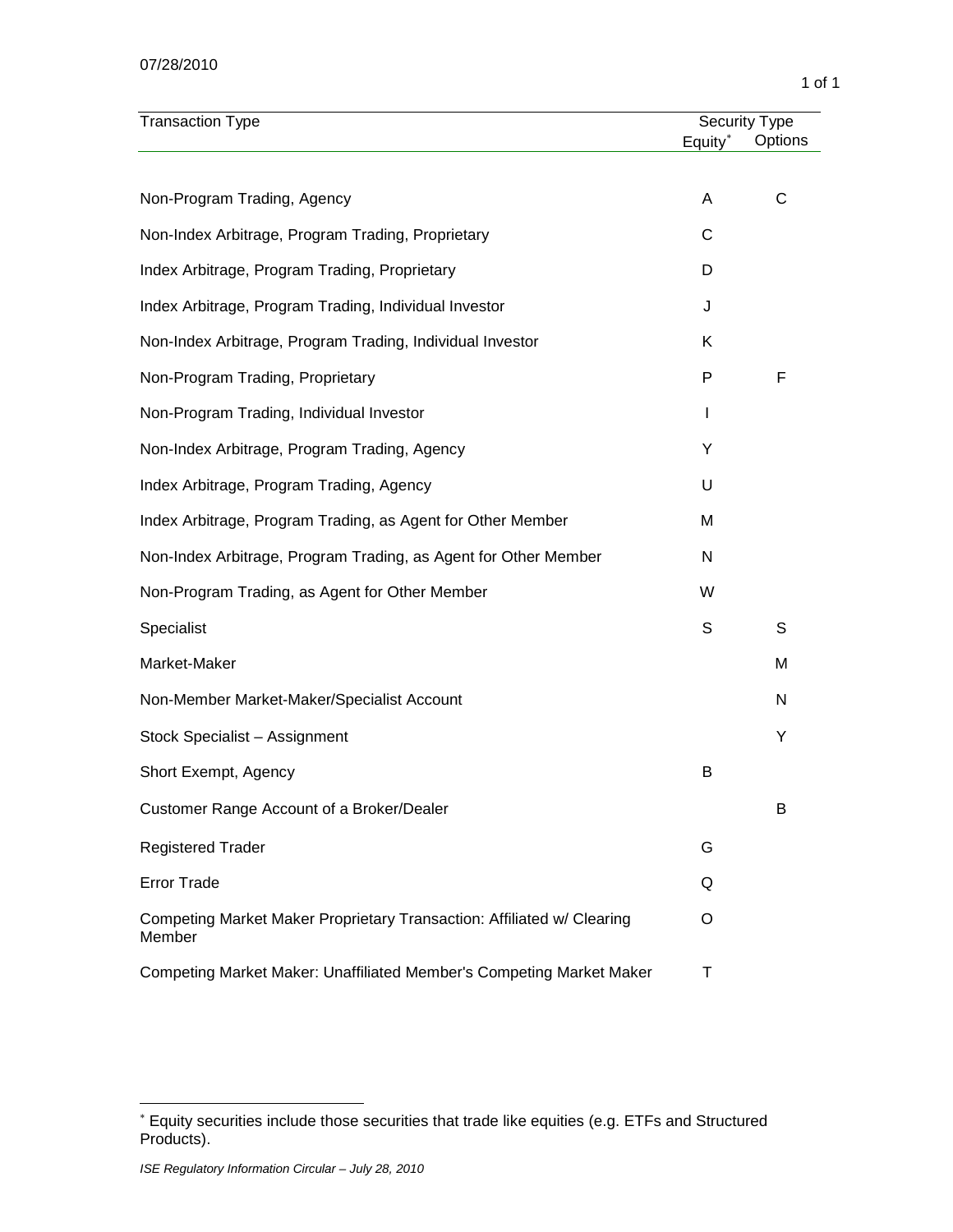07/28/2010

| Transaction Type | Security Type | |
|---|---|---|
| | Equity* | Options |
| Non-Program Trading, Agency | A | C |
| Non-Index Arbitrage, Program Trading, Proprietary | C | |
| Index Arbitrage, Program Trading, Proprietary | D | |
| Index Arbitrage, Program Trading, Individual Investor | J | |
| Non-Index Arbitrage, Program Trading, Individual Investor | K | |
| Non-Program Trading, Proprietary | P | F |
| Non-Program Trading, Individual Investor | I | |
| Non-Index Arbitrage, Program Trading, Agency | Y | |
| Index Arbitrage, Program Trading, Agency | U | |
| Index Arbitrage, Program Trading, as Agent for Other Member | M | |
| Non-Index Arbitrage, Program Trading, as Agent for Other Member | N | |
| Non-Program Trading, as Agent for Other Member | W | |
| Specialist | S | S |
| Market-Maker | | M |
| Non-Member Market-Maker/Specialist Account | | N |
| Stock Specialist – Assignment | | Y |
| Short Exempt, Agency | B | |
| Customer Range Account of a Broker/Dealer | | B |
| Registered Trader | G | |
| Error Trade | Q | |
| Competing Market Maker Proprietary Transaction: Affiliated w/ Clearing Member | O | |
| Competing Market Maker: Unaffiliated Member's Competing Market Maker | T | |

* Equity securities include those securities that trade like equities (e.g. ETFs and Structured Products).

*ISE Regulatory Information Circular – July 28, 2010*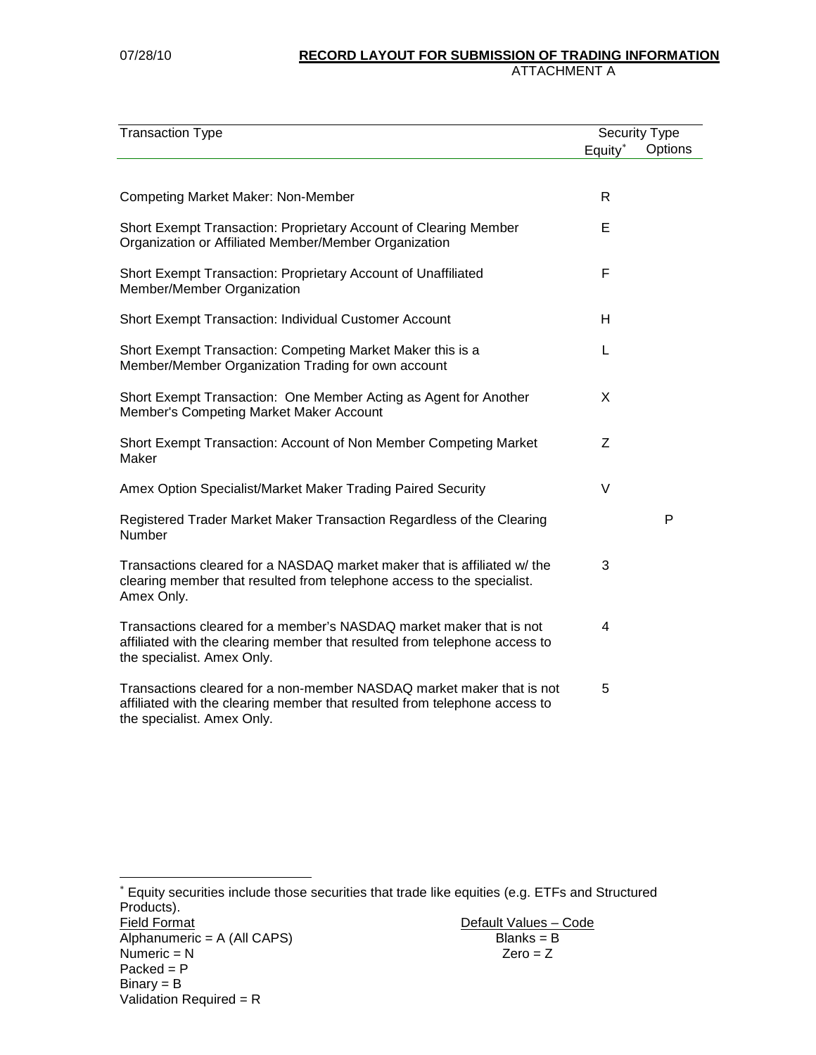07/28/10

**RECORD LAYOUT FOR SUBMISSION OF TRADING INFORMATION**

ATTACHMENT A

| Transaction Type | Security Type | |
|---|---|---|
| | Equity* | Options |
| Competing Market Maker: Non-Member | R | |
| Short Exempt Transaction: Proprietary Account of Clearing Member Organization or Affiliated Member/Member Organization | E | |
| Short Exempt Transaction: Proprietary Account of Unaffiliated Member/Member Organization | F | |
| Short Exempt Transaction: Individual Customer Account | H | |
| Short Exempt Transaction: Competing Market Maker this is a Member/Member Organization Trading for own account | L | |
| Short Exempt Transaction: One Member Acting as Agent for Another Member's Competing Market Maker Account | X | |
| Short Exempt Transaction: Account of Non Member Competing Market Maker | Z | |
| Amex Option Specialist/Market Maker Trading Paired Security | V | |
| Registered Trader Market Maker Transaction Regardless of the Clearing Number | | P |
| Transactions cleared for a NASDAQ market maker that is affiliated w/ the clearing member that resulted from telephone access to the specialist. Amex Only. | 3 | |
| Transactions cleared for a member's NASDAQ market maker that is not affiliated with the clearing member that resulted from telephone access to the specialist. Amex Only. | 4 | |
| Transactions cleared for a non-member NASDAQ market maker that is not affiliated with the clearing member that resulted from telephone access to the specialist. Amex Only. | 5 | |

* Equity securities include those securities that trade like equities (e.g. ETFs and Structured Products).

<u>Field Format</u>
Alphanumeric = A (All CAPS)
Numeric = N
Packed = P
Binary = B
Validation Required = R

<u>Default Values – Code</u>
Blanks = B
Zero = Z